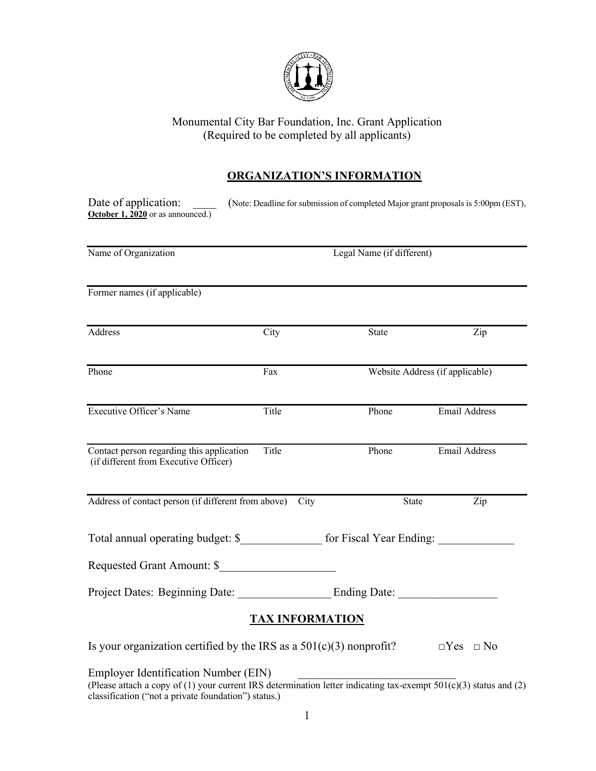Monumental City Bar Foundation, Inc. Grant Application
(Required to be completed by all applicants)

## ORGANIZATION'S INFORMATION

Date of application: ____ (Note: Deadline for submission of completed Major grant proposals is 5:00pm (EST), **October 1, 2020** or as announced.)

---

Name of Organization | Legal Name (if different)

---

Former names (if applicable)

---

Address | City | State | Zip

---

Phone | Fax | Website Address (if applicable)

---

Executive Officer's Name | Title | Phone | Email Address

---

Contact person regarding this application (if different from Executive Officer) | Title | Phone | Email Address

---

Address of contact person (if different from above) | City | State | Zip

Total annual operating budget: $______________ for Fiscal Year Ending: _____________

Requested Grant Amount: $____________________

Project Dates: Beginning Date: ________________ Ending Date: _________________

## TAX INFORMATION

Is your organization certified by the IRS as a 501(c)(3) nonprofit? □Yes □ No

Employer Identification Number (EIN) ____________________________
(Please attach a copy of (1) your current IRS determination letter indicating tax-exempt 501(c)(3) status and (2) classification ("not a private foundation") status.)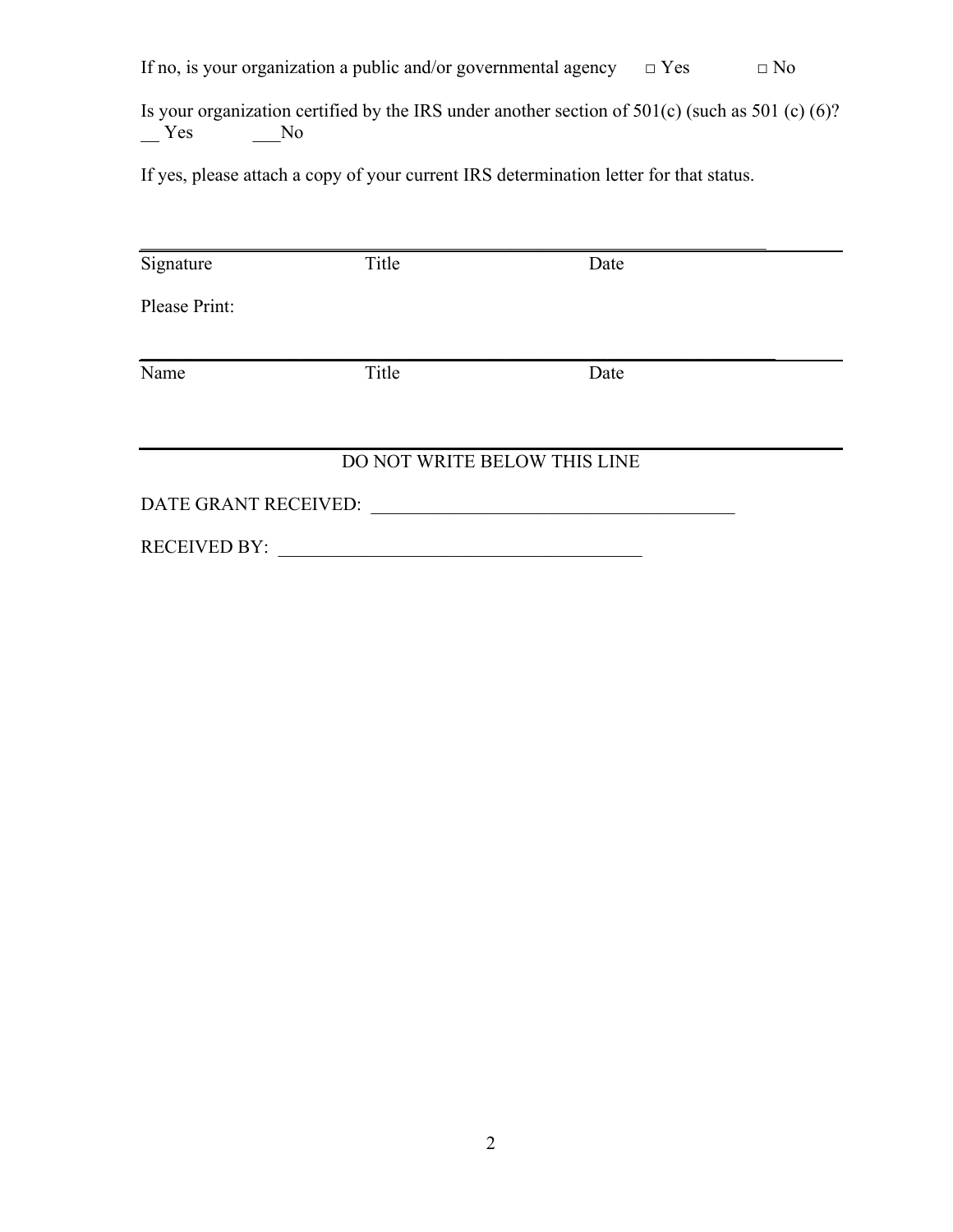If no, is your organization a public and/or governmental agency □ Yes □ No

Is your organization certified by the IRS under another section of 501(c) (such as 501 (c) (6)?
__ Yes ___No

If yes, please attach a copy of your current IRS determination letter for that status.

_______________________________________________________________

Signature Title Date

Please Print:

_______________________________________________________________

Name Title Date

_______________________________________________________________

DO NOT WRITE BELOW THIS LINE

DATE GRANT RECEIVED: ________________________________________

RECEIVED BY: ________________________________________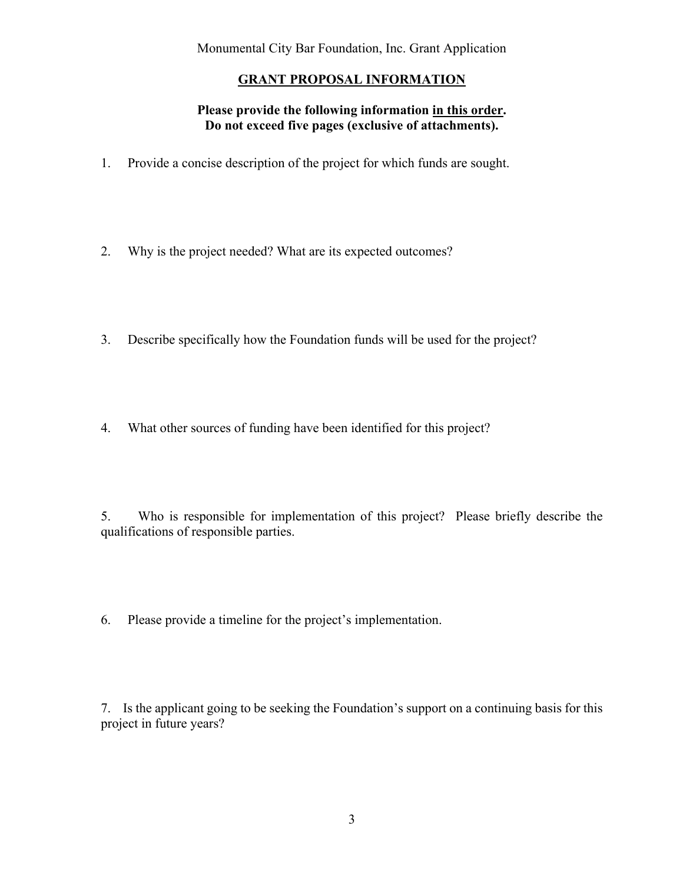Monumental City Bar Foundation, Inc. Grant Application

## GRANT PROPOSAL INFORMATION

**Please provide the following information <u>in this order</u>.**
**Do not exceed five pages (exclusive of attachments).**

1. Provide a concise description of the project for which funds are sought.

2. Why is the project needed? What are its expected outcomes?

3. Describe specifically how the Foundation funds will be used for the project?

4. What other sources of funding have been identified for this project?

5. Who is responsible for implementation of this project? Please briefly describe the qualifications of responsible parties.

6. Please provide a timeline for the project's implementation.

7. Is the applicant going to be seeking the Foundation's support on a continuing basis for this project in future years?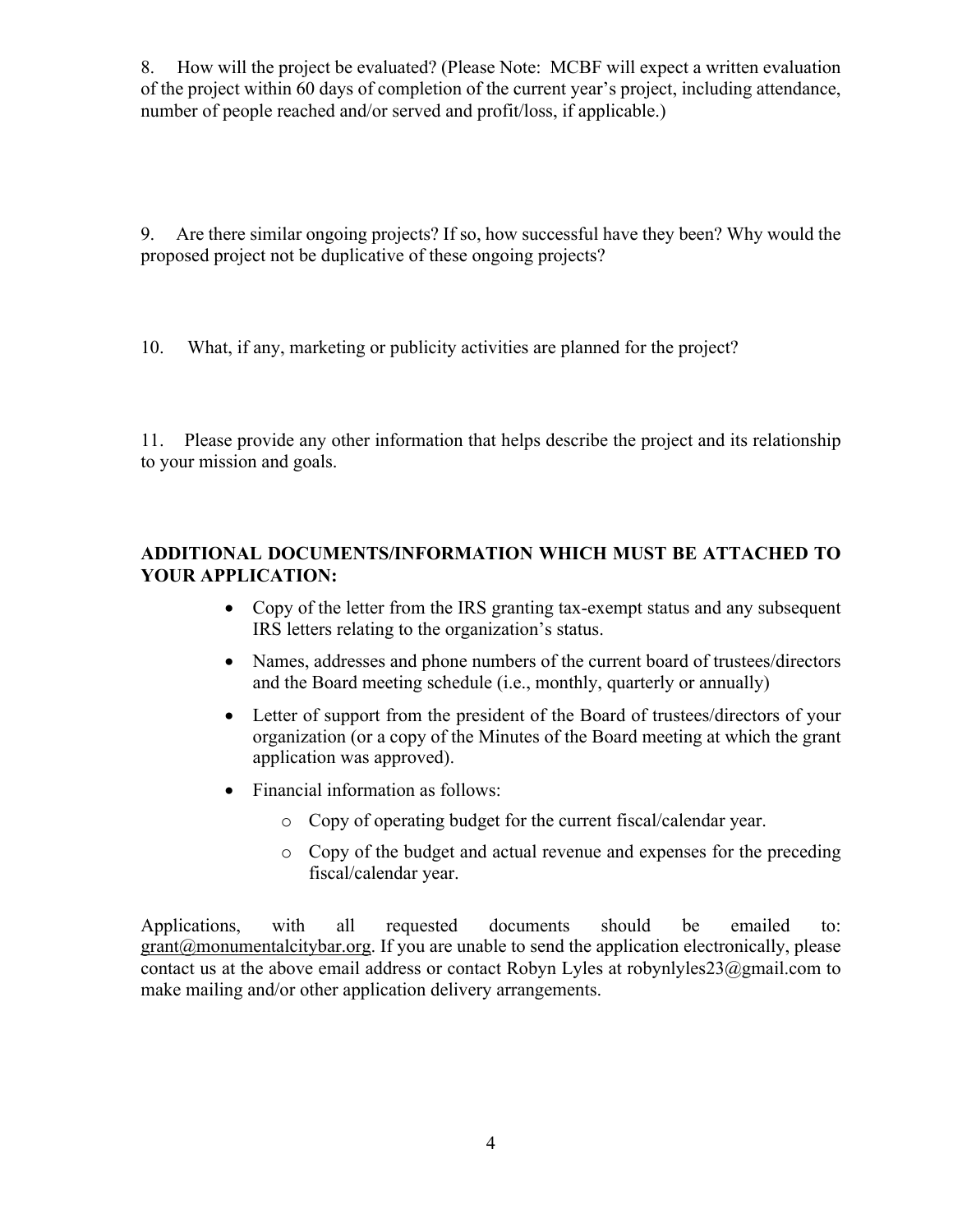8. How will the project be evaluated? (Please Note: MCBF will expect a written evaluation of the project within 60 days of completion of the current year's project, including attendance, number of people reached and/or served and profit/loss, if applicable.)

9. Are there similar ongoing projects? If so, how successful have they been? Why would the proposed project not be duplicative of these ongoing projects?

10. What, if any, marketing or publicity activities are planned for the project?

11. Please provide any other information that helps describe the project and its relationship to your mission and goals.

**ADDITIONAL DOCUMENTS/INFORMATION WHICH MUST BE ATTACHED TO YOUR APPLICATION:**

- Copy of the letter from the IRS granting tax-exempt status and any subsequent IRS letters relating to the organization's status.
- Names, addresses and phone numbers of the current board of trustees/directors and the Board meeting schedule (i.e., monthly, quarterly or annually)
- Letter of support from the president of the Board of trustees/directors of your organization (or a copy of the Minutes of the Board meeting at which the grant application was approved).
- Financial information as follows:
  - Copy of operating budget for the current fiscal/calendar year.
  - Copy of the budget and actual revenue and expenses for the preceding fiscal/calendar year.

Applications, with all requested documents should be emailed to: grant@monumentalcitybar.org. If you are unable to send the application electronically, please contact us at the above email address or contact Robyn Lyles at robynlyles23@gmail.com to make mailing and/or other application delivery arrangements.